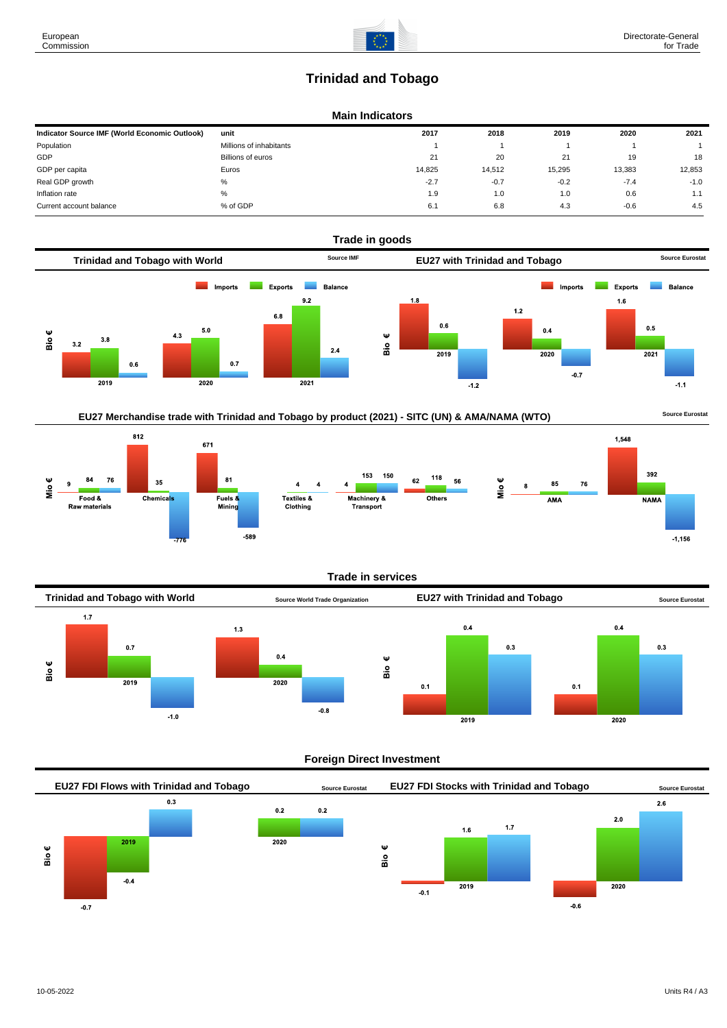# Trinidad and Tobago

## Main Indicators

| Indicator Source IMF (World Economic Outlook) | unit | 2017 | 2018 | 2019 | 2020 | 2021 |
|---|---|---|---|---|---|---|
| Population | Millions of inhabitants | 1 | 1 | 1 | 1 | 1 |
| GDP | Billions of euros | 21 | 20 | 21 | 19 | 18 |
| GDP per capita | Euros | 14,825 | 14,512 | 15,295 | 13,383 | 12,853 |
| Real GDP growth | % | -2.7 | -0.7 | -0.2 | -7.4 | -1.0 |
| Inflation rate | % | 1.9 | 1.0 | 1.0 | 0.6 | 1.1 |
| Current account balance | % of GDP | 6.1 | 6.8 | 4.3 | -0.6 | 4.5 |

## Trade in goods

### Trinidad and Tobago with World

Source IMF

Bio €

| | Imports | Exports | Balance |
|---|---|---|---|
| 2019 | 3.2 | 3.8 | 0.6 |
| 2020 | 4.3 | 5.0 | 0.7 |
| 2021 | 6.8 | 9.2 | 2.4 |

### EU27 with Trinidad and Tobago

Source Eurostat

Bio €

| | Imports | Exports | Balance |
|---|---|---|---|
| 2019 | 1.8 | 0.6 | -1.2 |
| 2020 | 1.2 | 0.4 | -0.7 |
| 2021 | 1.6 | 0.5 | -1.1 |

### EU27 Merchandise trade with Trinidad and Tobago by product (2021) - SITC (UN) & AMA/NAMA (WTO)

Source Eurostat

Mio €

| | Imports | Exports | Balance |
|---|---|---|---|
| Food & Raw materials | 9 | 84 | 76 |
| Chemicals | 812 | 35 | -776 |
| Fuels & Mining | 671 | 81 | -589 |
| Textiles & Clothing | 4 | 4 | |
| Machinery & Transport | 4 | 153 | 150 |
| Others | 62 | 118 | 56 |
| AMA | 8 | 85 | 76 |
| NAMA | 1,548 | 392 | -1,156 |

## Trade in services

### Trinidad and Tobago with World

Source World Trade Organization

Bio €

| | Imports | Exports | Balance |
|---|---|---|---|
| 2019 | 1.7 | 0.7 | -1.0 |
| 2020 | 1.3 | 0.4 | -0.8 |

### EU27 with Trinidad and Tobago

Source Eurostat

Bio €

| | Imports | Exports | Balance |
|---|---|---|---|
| 2019 | 0.1 | 0.4 | 0.3 |
| 2020 | 0.1 | 0.4 | 0.3 |

## Foreign Direct Investment

### EU27 FDI Flows with Trinidad and Tobago

Source Eurostat

Bio €

| | | | |
|---|---|---|---|
| 2019 | -0.7 | -0.4 | 0.3 |
| 2020 | | 0.2 | 0.2 |

### EU27 FDI Stocks with Trinidad and Tobago

Source Eurostat

Bio €

| | | | |
|---|---|---|---|
| 2019 | -0.1 | 1.6 | 1.7 |
| 2020 | -0.6 | 2.0 | 2.6 |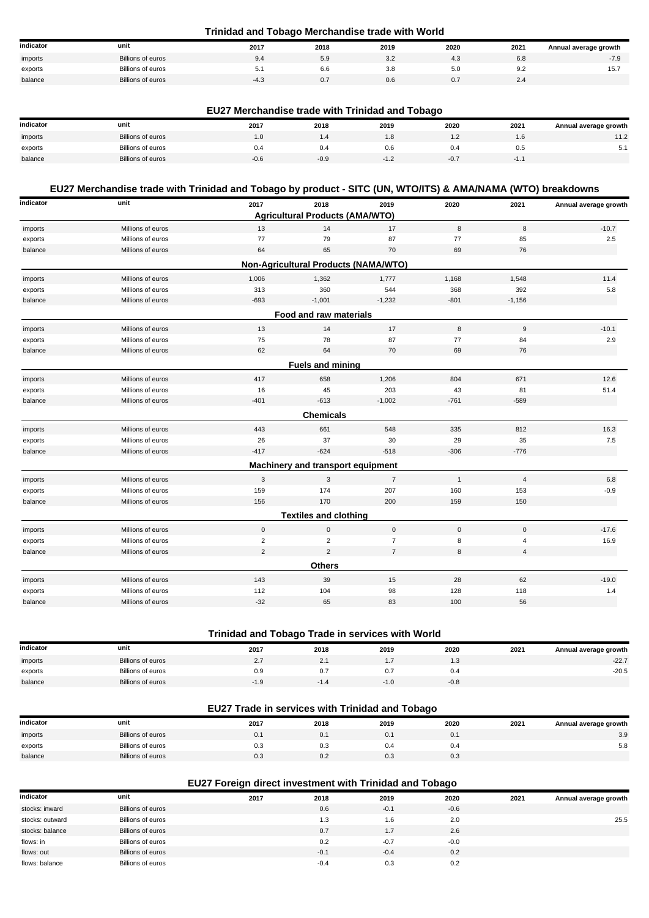### Trinidad and Tobago Merchandise trade with World

| indicator | unit | 2017 | 2018 | 2019 | 2020 | 2021 | Annual average growth |
|---|---|---|---|---|---|---|---|
| imports | Billions of euros | 9.4 | 5.9 | 3.2 | 4.3 | 6.8 | -7.9 |
| exports | Billions of euros | 5.1 | 6.6 | 3.8 | 5.0 | 9.2 | 15.7 |
| balance | Billions of euros | -4.3 | 0.7 | 0.6 | 0.7 | 2.4 | |

### EU27 Merchandise trade with Trinidad and Tobago

| indicator | unit | 2017 | 2018 | 2019 | 2020 | 2021 | Annual average growth |
|---|---|---|---|---|---|---|---|
| imports | Billions of euros | 1.0 | 1.4 | 1.8 | 1.2 | 1.6 | 11.2 |
| exports | Billions of euros | 0.4 | 0.4 | 0.6 | 0.4 | 0.5 | 5.1 |
| balance | Billions of euros | -0.6 | -0.9 | -1.2 | -0.7 | -1.1 | |

### EU27 Merchandise trade with Trinidad and Tobago by product - SITC (UN, WTO/ITS) & AMA/NAMA (WTO) breakdowns

| indicator | unit | 2017 | 2018 | 2019 | 2020 | 2021 | Annual average growth |
|---|---|---|---|---|---|---|---|
| **Agricultural Products (AMA/WTO)** | | | | | | | |
| imports | Millions of euros | 13 | 14 | 17 | 8 | 8 | -10.7 |
| exports | Millions of euros | 77 | 79 | 87 | 77 | 85 | 2.5 |
| balance | Millions of euros | 64 | 65 | 70 | 69 | 76 | |
| **Non-Agricultural Products (NAMA/WTO)** | | | | | | | |
| imports | Millions of euros | 1,006 | 1,362 | 1,777 | 1,168 | 1,548 | 11.4 |
| exports | Millions of euros | 313 | 360 | 544 | 368 | 392 | 5.8 |
| balance | Millions of euros | -693 | -1,001 | -1,232 | -801 | -1,156 | |
| **Food and raw materials** | | | | | | | |
| imports | Millions of euros | 13 | 14 | 17 | 8 | 9 | -10.1 |
| exports | Millions of euros | 75 | 78 | 87 | 77 | 84 | 2.9 |
| balance | Millions of euros | 62 | 64 | 70 | 69 | 76 | |
| **Fuels and mining** | | | | | | | |
| imports | Millions of euros | 417 | 658 | 1,206 | 804 | 671 | 12.6 |
| exports | Millions of euros | 16 | 45 | 203 | 43 | 81 | 51.4 |
| balance | Millions of euros | -401 | -613 | -1,002 | -761 | -589 | |
| **Chemicals** | | | | | | | |
| imports | Millions of euros | 443 | 661 | 548 | 335 | 812 | 16.3 |
| exports | Millions of euros | 26 | 37 | 30 | 29 | 35 | 7.5 |
| balance | Millions of euros | -417 | -624 | -518 | -306 | -776 | |
| **Machinery and transport equipment** | | | | | | | |
| imports | Millions of euros | 3 | 3 | 7 | 1 | 4 | 6.8 |
| exports | Millions of euros | 159 | 174 | 207 | 160 | 153 | -0.9 |
| balance | Millions of euros | 156 | 170 | 200 | 159 | 150 | |
| **Textiles and clothing** | | | | | | | |
| imports | Millions of euros | 0 | 0 | 0 | 0 | 0 | -17.6 |
| exports | Millions of euros | 2 | 2 | 7 | 8 | 4 | 16.9 |
| balance | Millions of euros | 2 | 2 | 7 | 8 | 4 | |
| **Others** | | | | | | | |
| imports | Millions of euros | 143 | 39 | 15 | 28 | 62 | -19.0 |
| exports | Millions of euros | 112 | 104 | 98 | 128 | 118 | 1.4 |
| balance | Millions of euros | -32 | 65 | 83 | 100 | 56 | |

### Trinidad and Tobago Trade in services with World

| indicator | unit | 2017 | 2018 | 2019 | 2020 | 2021 | Annual average growth |
|---|---|---|---|---|---|---|---|
| imports | Billions of euros | 2.7 | 2.1 | 1.7 | 1.3 | | -22.7 |
| exports | Billions of euros | 0.9 | 0.7 | 0.7 | 0.4 | | -20.5 |
| balance | Billions of euros | -1.9 | -1.4 | -1.0 | -0.8 | | |

### EU27 Trade in services with Trinidad and Tobago

| indicator | unit | 2017 | 2018 | 2019 | 2020 | 2021 | Annual average growth |
|---|---|---|---|---|---|---|---|
| imports | Billions of euros | 0.1 | 0.1 | 0.1 | 0.1 | | 3.9 |
| exports | Billions of euros | 0.3 | 0.3 | 0.4 | 0.4 | | 5.8 |
| balance | Billions of euros | 0.3 | 0.2 | 0.3 | 0.3 | | |

### EU27 Foreign direct investment with Trinidad and Tobago

| indicator | unit | 2017 | 2018 | 2019 | 2020 | 2021 | Annual average growth |
|---|---|---|---|---|---|---|---|
| stocks: inward | Billions of euros | | 0.6 | -0.1 | -0.6 | | |
| stocks: outward | Billions of euros | | 1.3 | 1.6 | 2.0 | | 25.5 |
| stocks: balance | Billions of euros | | 0.7 | 1.7 | 2.6 | | |
| flows: in | Billions of euros | | 0.2 | -0.7 | -0.0 | | |
| flows: out | Billions of euros | | -0.1 | -0.4 | 0.2 | | |
| flows: balance | Billions of euros | | -0.4 | 0.3 | 0.2 | | |